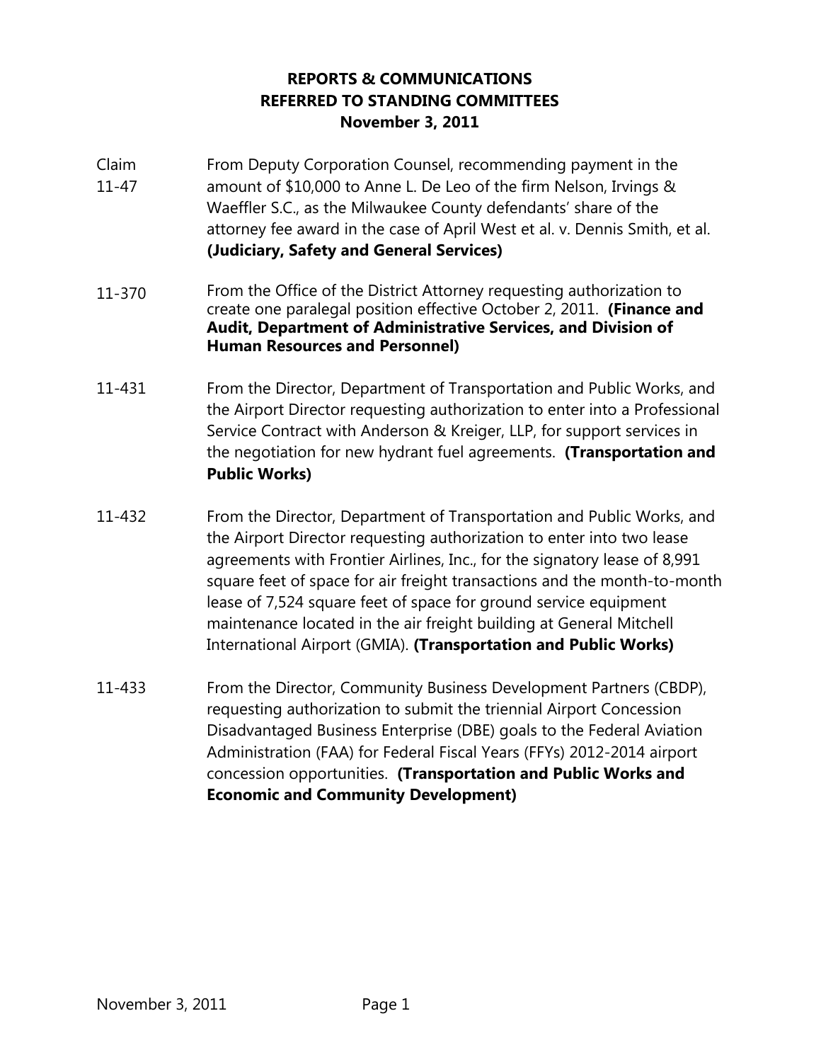# REPORTS & COMMUNICATIONS
# REFERRED TO STANDING COMMITTEES
# November 3, 2011

| | |
|---|---|
| Claim 11-47 | From Deputy Corporation Counsel, recommending payment in the amount of $10,000 to Anne L. De Leo of the firm Nelson, Irvings & Waeffler S.C., as the Milwaukee County defendants' share of the attorney fee award in the case of April West et al. v. Dennis Smith, et al. **(Judiciary, Safety and General Services)** |
| 11-370 | From the Office of the District Attorney requesting authorization to create one paralegal position effective October 2, 2011. **(Finance and Audit, Department of Administrative Services, and Division of Human Resources and Personnel)** |
| 11-431 | From the Director, Department of Transportation and Public Works, and the Airport Director requesting authorization to enter into a Professional Service Contract with Anderson & Kreiger, LLP, for support services in the negotiation for new hydrant fuel agreements. **(Transportation and Public Works)** |
| 11-432 | From the Director, Department of Transportation and Public Works, and the Airport Director requesting authorization to enter into two lease agreements with Frontier Airlines, Inc., for the signatory lease of 8,991 square feet of space for air freight transactions and the month-to-month lease of 7,524 square feet of space for ground service equipment maintenance located in the air freight building at General Mitchell International Airport (GMIA). **(Transportation and Public Works)** |
| 11-433 | From the Director, Community Business Development Partners (CBDP), requesting authorization to submit the triennial Airport Concession Disadvantaged Business Enterprise (DBE) goals to the Federal Aviation Administration (FAA) for Federal Fiscal Years (FFYs) 2012-2014 airport concession opportunities. **(Transportation and Public Works and Economic and Community Development)** |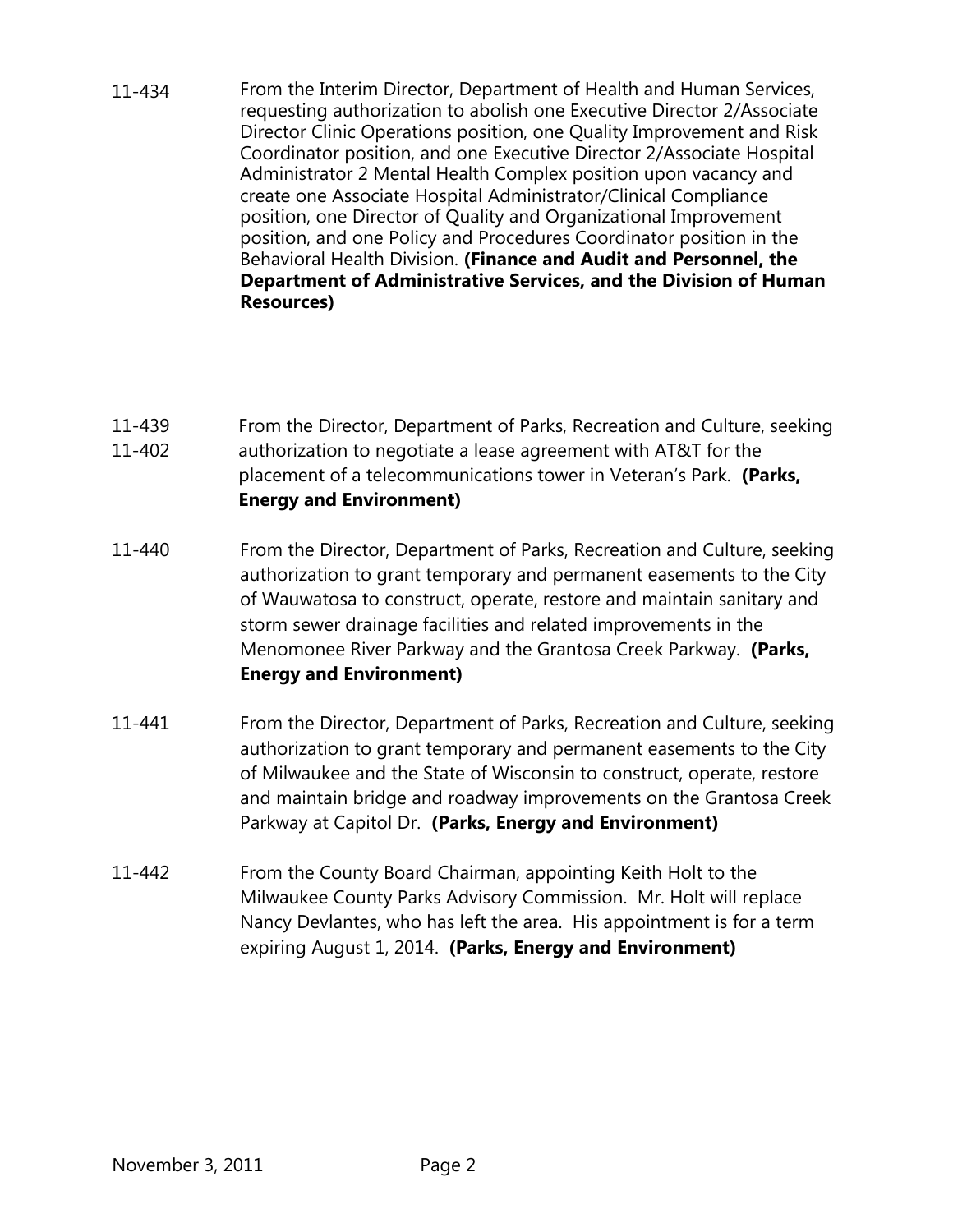11-434 From the Interim Director, Department of Health and Human Services, requesting authorization to abolish one Executive Director 2/Associate Director Clinic Operations position, one Quality Improvement and Risk Coordinator position, and one Executive Director 2/Associate Hospital Administrator 2 Mental Health Complex position upon vacancy and create one Associate Hospital Administrator/Clinical Compliance position, one Director of Quality and Organizational Improvement position, and one Policy and Procedures Coordinator position in the Behavioral Health Division. **(Finance and Audit and Personnel, the Department of Administrative Services, and the Division of Human Resources)**

11-439
11-402 From the Director, Department of Parks, Recreation and Culture, seeking authorization to negotiate a lease agreement with AT&T for the placement of a telecommunications tower in Veteran's Park. **(Parks, Energy and Environment)**

11-440 From the Director, Department of Parks, Recreation and Culture, seeking authorization to grant temporary and permanent easements to the City of Wauwatosa to construct, operate, restore and maintain sanitary and storm sewer drainage facilities and related improvements in the Menomonee River Parkway and the Grantosa Creek Parkway. **(Parks, Energy and Environment)**

11-441 From the Director, Department of Parks, Recreation and Culture, seeking authorization to grant temporary and permanent easements to the City of Milwaukee and the State of Wisconsin to construct, operate, restore and maintain bridge and roadway improvements on the Grantosa Creek Parkway at Capitol Dr. **(Parks, Energy and Environment)**

11-442 From the County Board Chairman, appointing Keith Holt to the Milwaukee County Parks Advisory Commission. Mr. Holt will replace Nancy Devlantes, who has left the area. His appointment is for a term expiring August 1, 2014. **(Parks, Energy and Environment)**

November 3, 2011